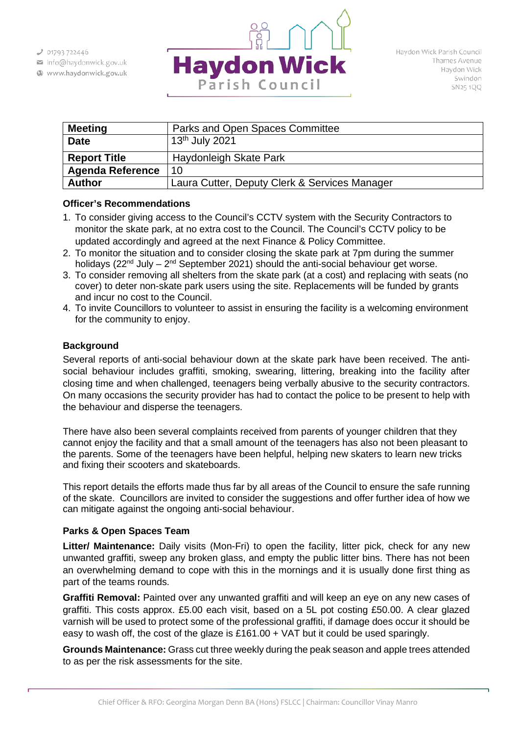01793 722446
info@haydonwick.gov.uk
www.haydonwick.gov.uk

# Haydon Wick Parish Council

Haydon Wick Parish Council
Thames Avenue
Haydon Wick
Swindon
SN25 1QQ

| **Meeting** | Parks and Open Spaces Committee |
|---|---|
| **Date** | 13th July 2021 |
| **Report Title** | Haydonleigh Skate Park |
| **Agenda Reference** | 10 |
| **Author** | Laura Cutter, Deputy Clerk & Services Manager |

**Officer's Recommendations**

1. To consider giving access to the Council's CCTV system with the Security Contractors to monitor the skate park, at no extra cost to the Council. The Council's CCTV policy to be updated accordingly and agreed at the next Finance & Policy Committee.
2. To monitor the situation and to consider closing the skate park at 7pm during the summer holidays (22nd July – 2nd September 2021) should the anti-social behaviour get worse.
3. To consider removing all shelters from the skate park (at a cost) and replacing with seats (no cover) to deter non-skate park users using the site. Replacements will be funded by grants and incur no cost to the Council.
4. To invite Councillors to volunteer to assist in ensuring the facility is a welcoming environment for the community to enjoy.

**Background**

Several reports of anti-social behaviour down at the skate park have been received. The anti-social behaviour includes graffiti, smoking, swearing, littering, breaking into the facility after closing time and when challenged, teenagers being verbally abusive to the security contractors. On many occasions the security provider has had to contact the police to be present to help with the behaviour and disperse the teenagers.

There have also been several complaints received from parents of younger children that they cannot enjoy the facility and that a small amount of the teenagers has also not been pleasant to the parents. Some of the teenagers have been helpful, helping new skaters to learn new tricks and fixing their scooters and skateboards.

This report details the efforts made thus far by all areas of the Council to ensure the safe running of the skate. Councillors are invited to consider the suggestions and offer further idea of how we can mitigate against the ongoing anti-social behaviour.

**Parks & Open Spaces Team**

**Litter/ Maintenance:** Daily visits (Mon-Fri) to open the facility, litter pick, check for any new unwanted graffiti, sweep any broken glass, and empty the public litter bins. There has not been an overwhelming demand to cope with this in the mornings and it is usually done first thing as part of the teams rounds.

**Graffiti Removal:** Painted over any unwanted graffiti and will keep an eye on any new cases of graffiti. This costs approx. £5.00 each visit, based on a 5L pot costing £50.00. A clear glazed varnish will be used to protect some of the professional graffiti, if damage does occur it should be easy to wash off, the cost of the glaze is £161.00 + VAT but it could be used sparingly.

**Grounds Maintenance:** Grass cut three weekly during the peak season and apple trees attended to as per the risk assessments for the site.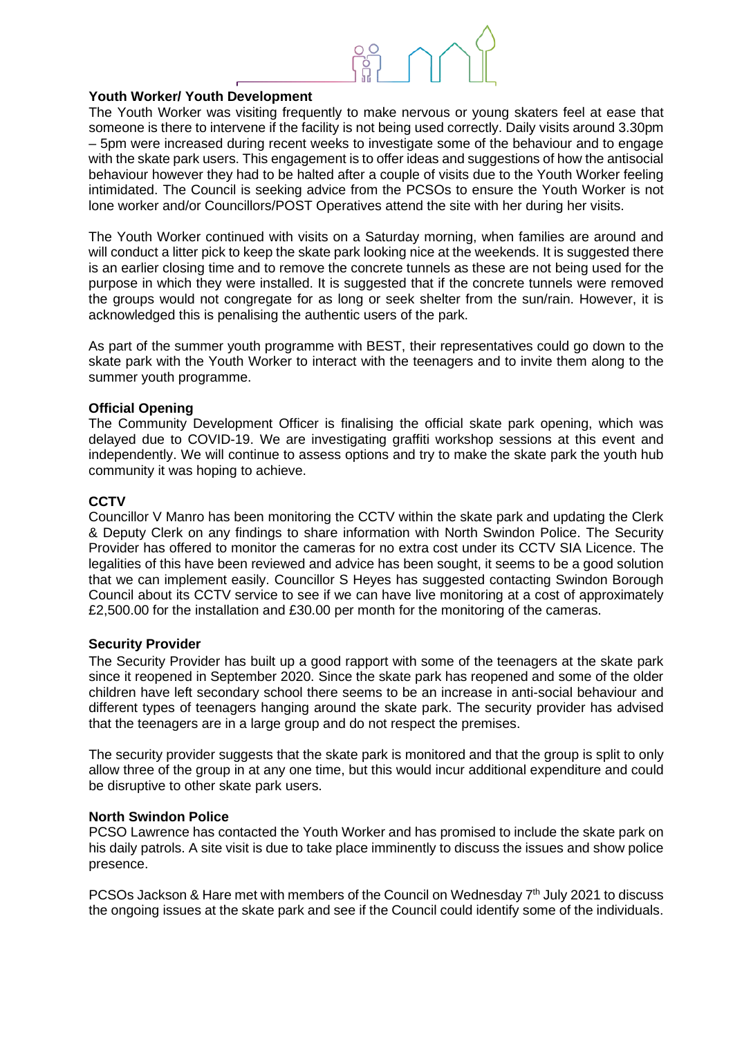**Youth Worker/ Youth Development**

The Youth Worker was visiting frequently to make nervous or young skaters feel at ease that someone is there to intervene if the facility is not being used correctly. Daily visits around 3.30pm – 5pm were increased during recent weeks to investigate some of the behaviour and to engage with the skate park users. This engagement is to offer ideas and suggestions of how the antisocial behaviour however they had to be halted after a couple of visits due to the Youth Worker feeling intimidated. The Council is seeking advice from the PCSOs to ensure the Youth Worker is not lone worker and/or Councillors/POST Operatives attend the site with her during her visits.

The Youth Worker continued with visits on a Saturday morning, when families are around and will conduct a litter pick to keep the skate park looking nice at the weekends. It is suggested there is an earlier closing time and to remove the concrete tunnels as these are not being used for the purpose in which they were installed. It is suggested that if the concrete tunnels were removed the groups would not congregate for as long or seek shelter from the sun/rain. However, it is acknowledged this is penalising the authentic users of the park.

As part of the summer youth programme with BEST, their representatives could go down to the skate park with the Youth Worker to interact with the teenagers and to invite them along to the summer youth programme.

**Official Opening**

The Community Development Officer is finalising the official skate park opening, which was delayed due to COVID-19. We are investigating graffiti workshop sessions at this event and independently. We will continue to assess options and try to make the skate park the youth hub community it was hoping to achieve.

**CCTV**

Councillor V Manro has been monitoring the CCTV within the skate park and updating the Clerk & Deputy Clerk on any findings to share information with North Swindon Police. The Security Provider has offered to monitor the cameras for no extra cost under its CCTV SIA Licence. The legalities of this have been reviewed and advice has been sought, it seems to be a good solution that we can implement easily. Councillor S Heyes has suggested contacting Swindon Borough Council about its CCTV service to see if we can have live monitoring at a cost of approximately £2,500.00 for the installation and £30.00 per month for the monitoring of the cameras.

**Security Provider**

The Security Provider has built up a good rapport with some of the teenagers at the skate park since it reopened in September 2020. Since the skate park has reopened and some of the older children have left secondary school there seems to be an increase in anti-social behaviour and different types of teenagers hanging around the skate park. The security provider has advised that the teenagers are in a large group and do not respect the premises.

The security provider suggests that the skate park is monitored and that the group is split to only allow three of the group in at any one time, but this would incur additional expenditure and could be disruptive to other skate park users.

**North Swindon Police**

PCSO Lawrence has contacted the Youth Worker and has promised to include the skate park on his daily patrols. A site visit is due to take place imminently to discuss the issues and show police presence.

PCSOs Jackson & Hare met with members of the Council on Wednesday 7th July 2021 to discuss the ongoing issues at the skate park and see if the Council could identify some of the individuals.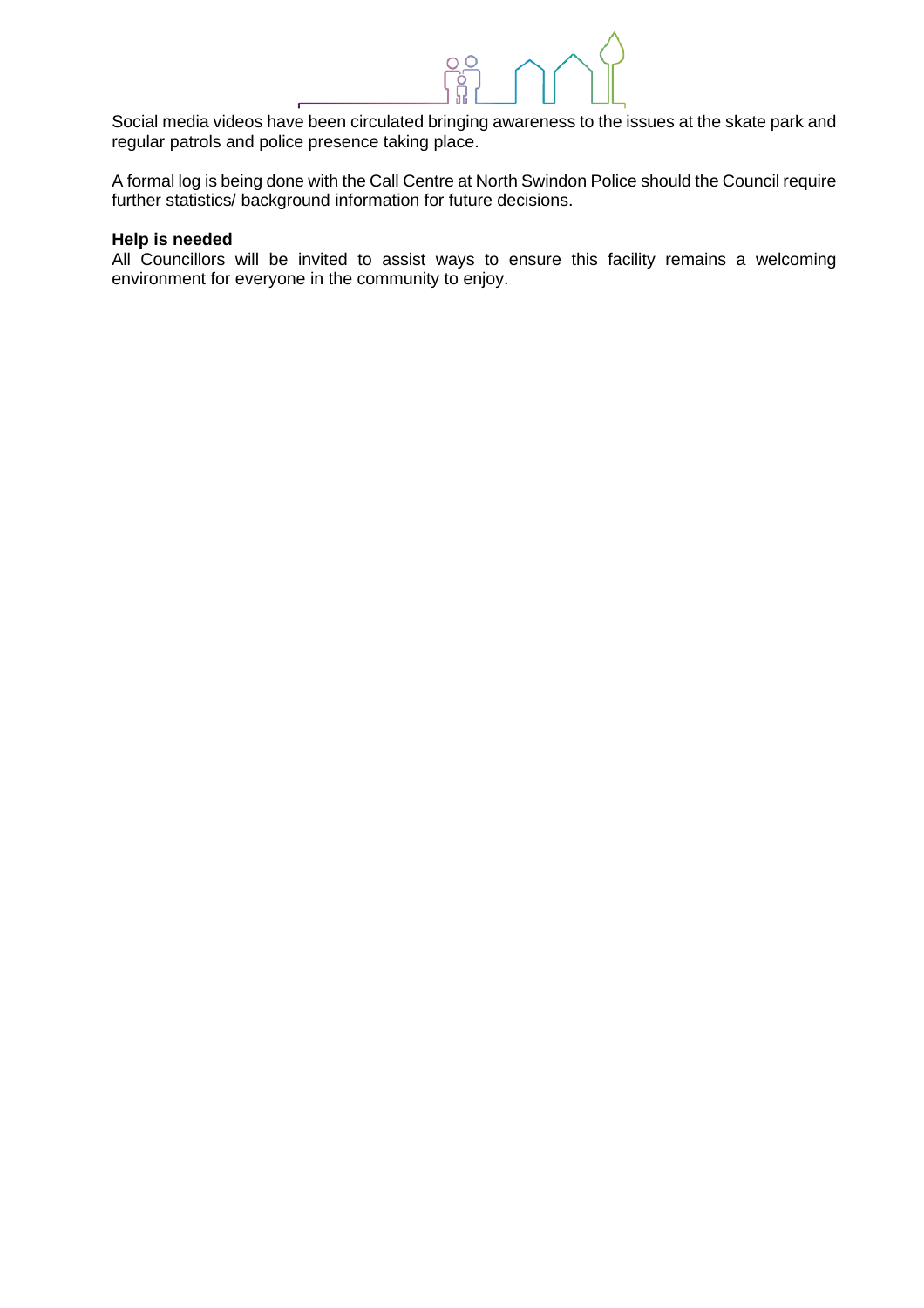Social media videos have been circulated bringing awareness to the issues at the skate park and regular patrols and police presence taking place.

A formal log is being done with the Call Centre at North Swindon Police should the Council require further statistics/ background information for future decisions.

**Help is needed**

All Councillors will be invited to assist ways to ensure this facility remains a welcoming environment for everyone in the community to enjoy.